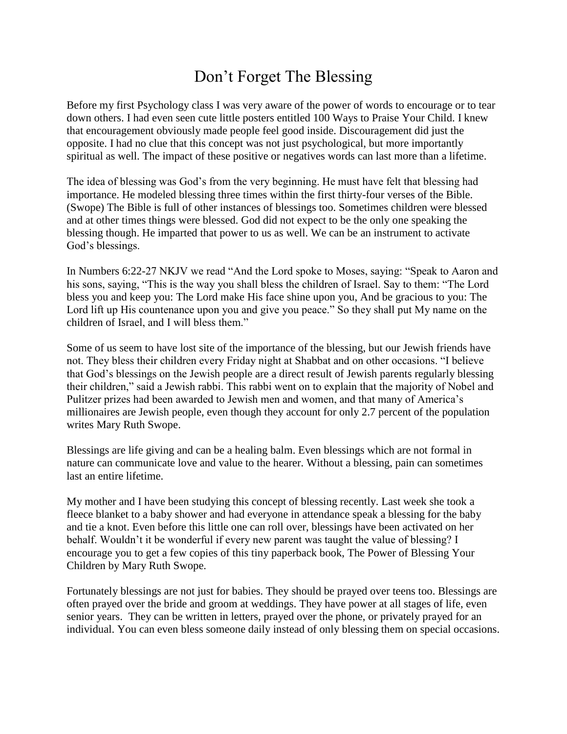// Don't Forget The Blessing

Before my first Psychology class I was very aware of the power of words to encourage or to tear down others. I had even seen cute little posters entitled 100 Ways to Praise Your Child. I knew that encouragement obviously made people feel good inside. Discouragement did just the opposite. I had no clue that this concept was not just psychological, but more importantly spiritual as well. The impact of these positive or negatives words can last more than a lifetime.

The idea of blessing was God's from the very beginning. He must have felt that blessing had importance. He modeled blessing three times within the first thirty-four verses of the Bible. (Swope) The Bible is full of other instances of blessings too. Sometimes children were blessed and at other times things were blessed. God did not expect to be the only one speaking the blessing though. He imparted that power to us as well. We can be an instrument to activate God's blessings.

In Numbers 6:22-27 NKJV we read "And the Lord spoke to Moses, saying: "Speak to Aaron and his sons, saying, "This is the way you shall bless the children of Israel. Say to them: "The Lord bless you and keep you: The Lord make His face shine upon you, And be gracious to you: The Lord lift up His countenance upon you and give you peace." So they shall put My name on the children of Israel, and I will bless them."

Some of us seem to have lost site of the importance of the blessing, but our Jewish friends have not. They bless their children every Friday night at Shabbat and on other occasions. "I believe that God's blessings on the Jewish people are a direct result of Jewish parents regularly blessing their children," said a Jewish rabbi. This rabbi went on to explain that the majority of Nobel and Pulitzer prizes had been awarded to Jewish men and women, and that many of America's millionaires are Jewish people, even though they account for only 2.7 percent of the population writes Mary Ruth Swope.

Blessings are life giving and can be a healing balm. Even blessings which are not formal in nature can communicate love and value to the hearer. Without a blessing, pain can sometimes last an entire lifetime.

My mother and I have been studying this concept of blessing recently. Last week she took a fleece blanket to a baby shower and had everyone in attendance speak a blessing for the baby and tie a knot. Even before this little one can roll over, blessings have been activated on her behalf. Wouldn't it be wonderful if every new parent was taught the value of blessing? I encourage you to get a few copies of this tiny paperback book, The Power of Blessing Your Children by Mary Ruth Swope.

Fortunately blessings are not just for babies. They should be prayed over teens too. Blessings are often prayed over the bride and groom at weddings. They have power at all stages of life, even senior years. They can be written in letters, prayed over the phone, or privately prayed for an individual. You can even bless someone daily instead of only blessing them on special occasions.

# Don't Forget The Blessing

Before my first Psychology class I was very aware of the power of words to encourage or to tear down others. I had even seen cute little posters entitled 100 Ways to Praise Your Child. I knew that encouragement obviously made people feel good inside. Discouragement did just the opposite. I had no clue that this concept was not just psychological, but more importantly spiritual as well. The impact of these positive or negatives words can last more than a lifetime.

The idea of blessing was God's from the very beginning. He must have felt that blessing had importance. He modeled blessing three times within the first thirty-four verses of the Bible. (Swope) The Bible is full of other instances of blessings too. Sometimes children were blessed and at other times things were blessed. God did not expect to be the only one speaking the blessing though. He imparted that power to us as well. We can be an instrument to activate God's blessings.

In Numbers 6:22-27 NKJV we read "And the Lord spoke to Moses, saying: "Speak to Aaron and his sons, saying, "This is the way you shall bless the children of Israel. Say to them: "The Lord bless you and keep you: The Lord make His face shine upon you, And be gracious to you: The Lord lift up His countenance upon you and give you peace." So they shall put My name on the children of Israel, and I will bless them."

Some of us seem to have lost site of the importance of the blessing, but our Jewish friends have not. They bless their children every Friday night at Shabbat and on other occasions. "I believe that God's blessings on the Jewish people are a direct result of Jewish parents regularly blessing their children," said a Jewish rabbi. This rabbi went on to explain that the majority of Nobel and Pulitzer prizes had been awarded to Jewish men and women, and that many of America's millionaires are Jewish people, even though they account for only 2.7 percent of the population writes Mary Ruth Swope.

Blessings are life giving and can be a healing balm. Even blessings which are not formal in nature can communicate love and value to the hearer. Without a blessing, pain can sometimes last an entire lifetime.

My mother and I have been studying this concept of blessing recently. Last week she took a fleece blanket to a baby shower and had everyone in attendance speak a blessing for the baby and tie a knot. Even before this little one can roll over, blessings have been activated on her behalf. Wouldn't it be wonderful if every new parent was taught the value of blessing? I encourage you to get a few copies of this tiny paperback book, The Power of Blessing Your Children by Mary Ruth Swope.

Fortunately blessings are not just for babies. They should be prayed over teens too. Blessings are often prayed over the bride and groom at weddings. They have power at all stages of life, even senior years. They can be written in letters, prayed over the phone, or privately prayed for an individual. You can even bless someone daily instead of only blessing them on special occasions.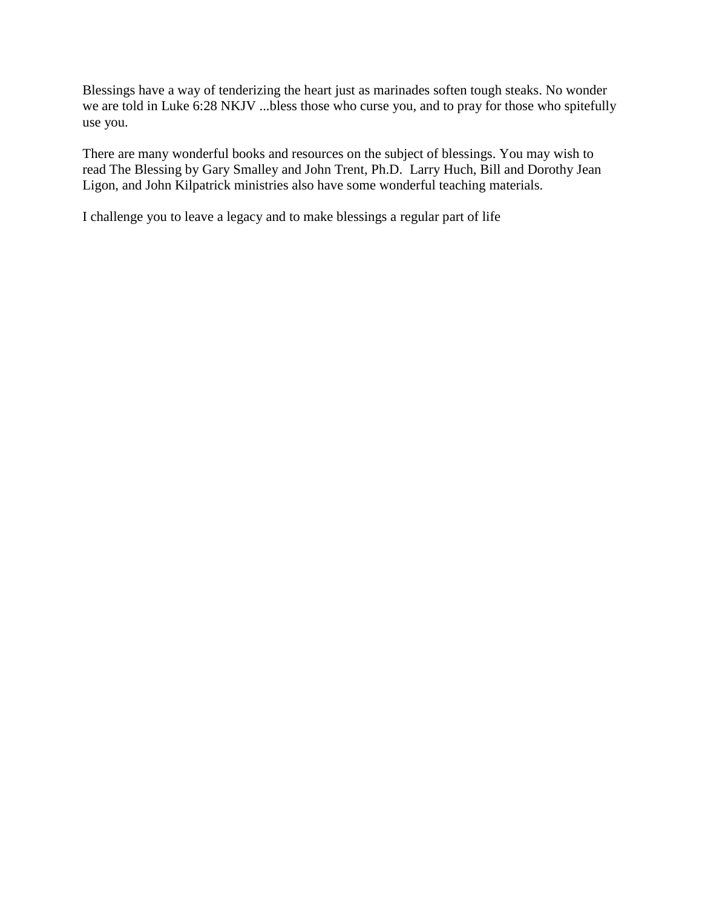Blessings have a way of tenderizing the heart just as marinades soften tough steaks. No wonder we are told in Luke 6:28 NKJV ...bless those who curse you, and to pray for those who spitefully use you.

There are many wonderful books and resources on the subject of blessings. You may wish to read The Blessing by Gary Smalley and John Trent, Ph.D.  Larry Huch, Bill and Dorothy Jean Ligon, and John Kilpatrick ministries also have some wonderful teaching materials.

I challenge you to leave a legacy and to make blessings a regular part of life